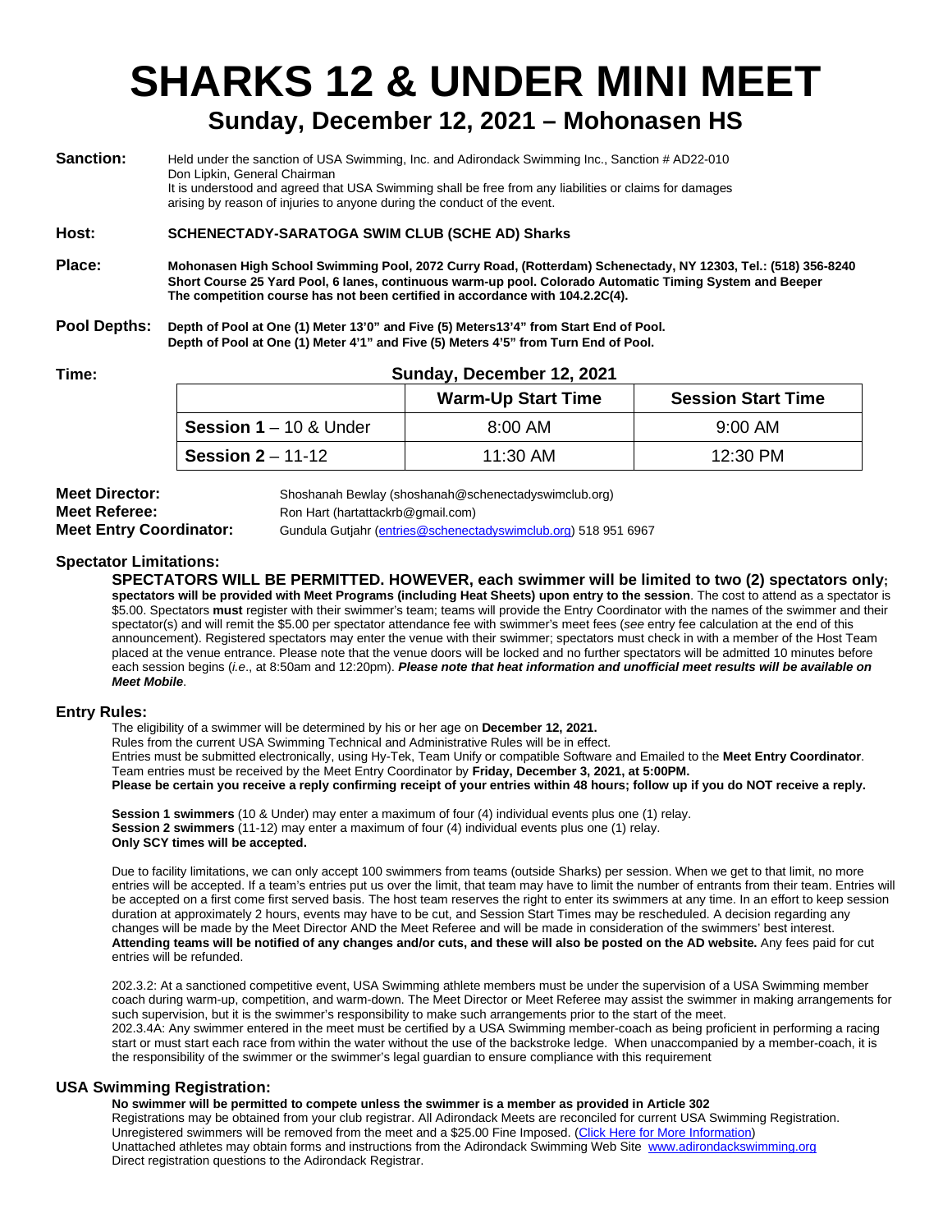# SHARKS 12 & UNDER MINI MEET

## Sunday, December 12, 2021 – Mohonasen HS

**Sanction:** Held under the sanction of USA Swimming, Inc. and Adirondack Swimming Inc., Sanction # AD22-010
Don Lipkin, General Chairman
It is understood and agreed that USA Swimming shall be free from any liabilities or claims for damages arising by reason of injuries to anyone during the conduct of the event.

**Host:** **SCHENECTADY-SARATOGA SWIM CLUB (SCHE AD) Sharks**

**Place:** **Mohonasen High School Swimming Pool, 2072 Curry Road, (Rotterdam) Schenectady, NY 12303, Tel.: (518) 356-8240**
**Short Course 25 Yard Pool, 6 lanes, continuous warm-up pool. Colorado Automatic Timing System and Beeper**
**The competition course has not been certified in accordance with 104.2.2C(4).**

**Pool Depths:** **Depth of Pool at One (1) Meter 13'0" and Five (5) Meters13'4" from Start End of Pool.**
**Depth of Pool at One (1) Meter 4'1" and Five (5) Meters 4'5" from Turn End of Pool.**

**Time:** **Sunday, December 12, 2021**

| | Warm-Up Start Time | Session Start Time |
|---|---|---|
| **Session 1** – 10 & Under | 8:00 AM | 9:00 AM |
| **Session 2** – 11-12 | 11:30 AM | 12:30 PM |

**Meet Director:** Shoshanah Bewlay (shoshanah@schenectadyswimclub.org)
**Meet Referee:** Ron Hart (hartattackrb@gmail.com)
**Meet Entry Coordinator:** Gundula Gutjahr (entries@schenectadyswimclub.org) 518 951 6967

### Spectator Limitations:

**SPECTATORS WILL BE PERMITTED. HOWEVER, each swimmer will be limited to two (2) spectators only; spectators will be provided with Meet Programs (including Heat Sheets) upon entry to the session**. The cost to attend as a spectator is $5.00. Spectators **must** register with their swimmer's team; teams will provide the Entry Coordinator with the names of the swimmer and their spectator(s) and will remit the $5.00 per spectator attendance fee with swimmer's meet fees (*see* entry fee calculation at the end of this announcement). Registered spectators may enter the venue with their swimmer; spectators must check in with a member of the Host Team placed at the venue entrance. Please note that the venue doors will be locked and no further spectators will be admitted 10 minutes before each session begins (*i.e*., at 8:50am and 12:20pm). ***Please note that heat information and unofficial meet results will be available on Meet Mobile***.

### Entry Rules:

The eligibility of a swimmer will be determined by his or her age on **December 12, 2021.**
Rules from the current USA Swimming Technical and Administrative Rules will be in effect.
Entries must be submitted electronically, using Hy-Tek, Team Unify or compatible Software and Emailed to the **Meet Entry Coordinator**.
Team entries must be received by the Meet Entry Coordinator by **Friday, December 3, 2021, at 5:00PM.**
**Please be certain you receive a reply confirming receipt of your entries within 48 hours; follow up if you do NOT receive a reply.**

**Session 1 swimmers** (10 & Under) may enter a maximum of four (4) individual events plus one (1) relay.
**Session 2 swimmers** (11-12) may enter a maximum of four (4) individual events plus one (1) relay.
**Only SCY times will be accepted.**

Due to facility limitations, we can only accept 100 swimmers from teams (outside Sharks) per session. When we get to that limit, no more entries will be accepted. If a team's entries put us over the limit, that team may have to limit the number of entrants from their team. Entries will be accepted on a first come first served basis. The host team reserves the right to enter its swimmers at any time. In an effort to keep session duration at approximately 2 hours, events may have to be cut, and Session Start Times may be rescheduled. A decision regarding any changes will be made by the Meet Director AND the Meet Referee and will be made in consideration of the swimmers' best interest. **Attending teams will be notified of any changes and/or cuts, and these will also be posted on the AD website.** Any fees paid for cut entries will be refunded.

202.3.2: At a sanctioned competitive event, USA Swimming athlete members must be under the supervision of a USA Swimming member coach during warm-up, competition, and warm-down. The Meet Director or Meet Referee may assist the swimmer in making arrangements for such supervision, but it is the swimmer's responsibility to make such arrangements prior to the start of the meet.
202.3.4A: Any swimmer entered in the meet must be certified by a USA Swimming member-coach as being proficient in performing a racing start or must start each race from within the water without the use of the backstroke ledge. When unaccompanied by a member-coach, it is the responsibility of the swimmer or the swimmer's legal guardian to ensure compliance with this requirement

### USA Swimming Registration:

**No swimmer will be permitted to compete unless the swimmer is a member as provided in Article 302**
Registrations may be obtained from your club registrar. All Adirondack Meets are reconciled for current USA Swimming Registration. Unregistered swimmers will be removed from the meet and a $25.00 Fine Imposed. (Click Here for More Information)
Unattached athletes may obtain forms and instructions from the Adirondack Swimming Web Site www.adirondackswimming.org
Direct registration questions to the Adirondack Registrar.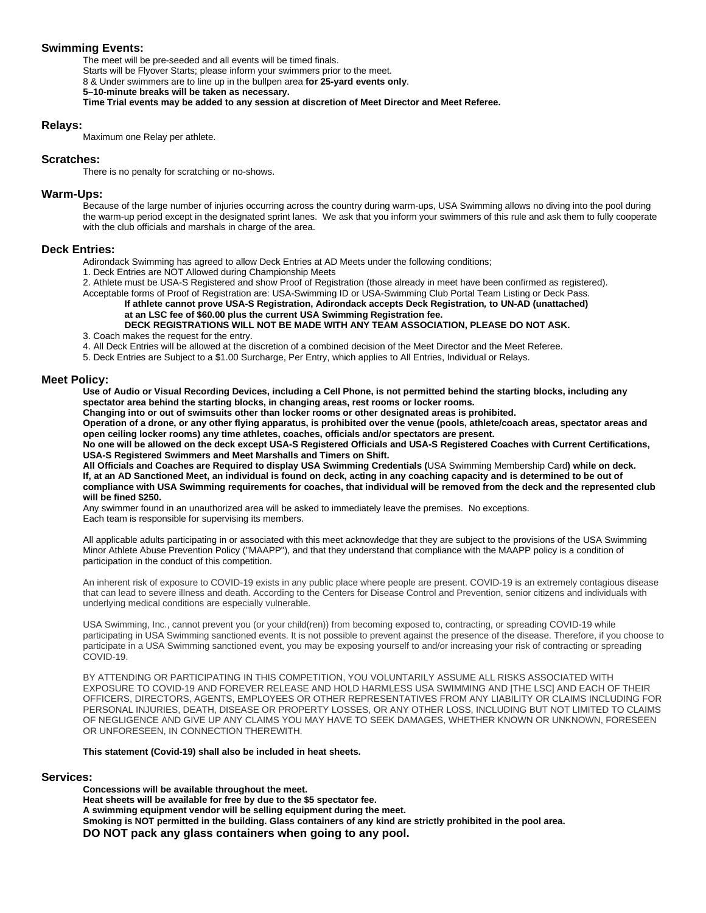## Swimming Events:

The meet will be pre-seeded and all events will be timed finals.
Starts will be Flyover Starts; please inform your swimmers prior to the meet.
8 & Under swimmers are to line up in the bullpen area **for 25-yard events only**.
**5–10-minute breaks will be taken as necessary.**
**Time Trial events may be added to any session at discretion of Meet Director and Meet Referee.**

## Relays:

Maximum one Relay per athlete.

## Scratches:

There is no penalty for scratching or no-shows.

## Warm-Ups:

Because of the large number of injuries occurring across the country during warm-ups, USA Swimming allows no diving into the pool during the warm-up period except in the designated sprint lanes. We ask that you inform your swimmers of this rule and ask them to fully cooperate with the club officials and marshals in charge of the area.

## Deck Entries:

Adirondack Swimming has agreed to allow Deck Entries at AD Meets under the following conditions;

1. Deck Entries are NOT Allowed during Championship Meets
2. Athlete must be USA-S Registered and show Proof of Registration (those already in meet have been confirmed as registered). Acceptable forms of Proof of Registration are: USA-Swimming ID or USA-Swimming Club Portal Team Listing or Deck Pass.
   **If athlete cannot prove USA-S Registration, Adirondack accepts Deck Registration, to UN-AD (unattached) at an LSC fee of $60.00 plus the current USA Swimming Registration fee.**
   **DECK REGISTRATIONS WILL NOT BE MADE WITH ANY TEAM ASSOCIATION, PLEASE DO NOT ASK.**
3. Coach makes the request for the entry.
4. All Deck Entries will be allowed at the discretion of a combined decision of the Meet Director and the Meet Referee.
5. Deck Entries are Subject to a $1.00 Surcharge, Per Entry, which applies to All Entries, Individual or Relays.

## Meet Policy:

**Use of Audio or Visual Recording Devices, including a Cell Phone, is not permitted behind the starting blocks, including any spectator area behind the starting blocks, in changing areas, rest rooms or locker rooms.**
**Changing into or out of swimsuits other than locker rooms or other designated areas is prohibited.**
**Operation of a drone, or any other flying apparatus, is prohibited over the venue (pools, athlete/coach areas, spectator areas and open ceiling locker rooms) any time athletes, coaches, officials and/or spectators are present.**
**No one will be allowed on the deck except USA-S Registered Officials and USA-S Registered Coaches with Current Certifications, USA-S Registered Swimmers and Meet Marshalls and Timers on Shift.**
**All Officials and Coaches are Required to display USA Swimming Credentials (**USA Swimming Membership Card**) while on deck.**
**If, at an AD Sanctioned Meet, an individual is found on deck, acting in any coaching capacity and is determined to be out of compliance with USA Swimming requirements for coaches, that individual will be removed from the deck and the represented club will be fined $250.**
Any swimmer found in an unauthorized area will be asked to immediately leave the premises. No exceptions.
Each team is responsible for supervising its members.

All applicable adults participating in or associated with this meet acknowledge that they are subject to the provisions of the USA Swimming Minor Athlete Abuse Prevention Policy ("MAAPP"), and that they understand that compliance with the MAAPP policy is a condition of participation in the conduct of this competition.

An inherent risk of exposure to COVID-19 exists in any public place where people are present. COVID-19 is an extremely contagious disease that can lead to severe illness and death. According to the Centers for Disease Control and Prevention, senior citizens and individuals with underlying medical conditions are especially vulnerable.

USA Swimming, Inc., cannot prevent you (or your child(ren)) from becoming exposed to, contracting, or spreading COVID-19 while participating in USA Swimming sanctioned events. It is not possible to prevent against the presence of the disease. Therefore, if you choose to participate in a USA Swimming sanctioned event, you may be exposing yourself to and/or increasing your risk of contracting or spreading COVID-19.

BY ATTENDING OR PARTICIPATING IN THIS COMPETITION, YOU VOLUNTARILY ASSUME ALL RISKS ASSOCIATED WITH EXPOSURE TO COVID-19 AND FOREVER RELEASE AND HOLD HARMLESS USA SWIMMING AND [THE LSC] AND EACH OF THEIR OFFICERS, DIRECTORS, AGENTS, EMPLOYEES OR OTHER REPRESENTATIVES FROM ANY LIABILITY OR CLAIMS INCLUDING FOR PERSONAL INJURIES, DEATH, DISEASE OR PROPERTY LOSSES, OR ANY OTHER LOSS, INCLUDING BUT NOT LIMITED TO CLAIMS OF NEGLIGENCE AND GIVE UP ANY CLAIMS YOU MAY HAVE TO SEEK DAMAGES, WHETHER KNOWN OR UNKNOWN, FORESEEN OR UNFORESEEN, IN CONNECTION THEREWITH.

**This statement (Covid-19) shall also be included in heat sheets.**

## Services:

**Concessions will be available throughout the meet.**
**Heat sheets will be available for free by due to the $5 spectator fee.**
**A swimming equipment vendor will be selling equipment during the meet.**
**Smoking is NOT permitted in the building. Glass containers of any kind are strictly prohibited in the pool area.**
**DO NOT pack any glass containers when going to any pool.**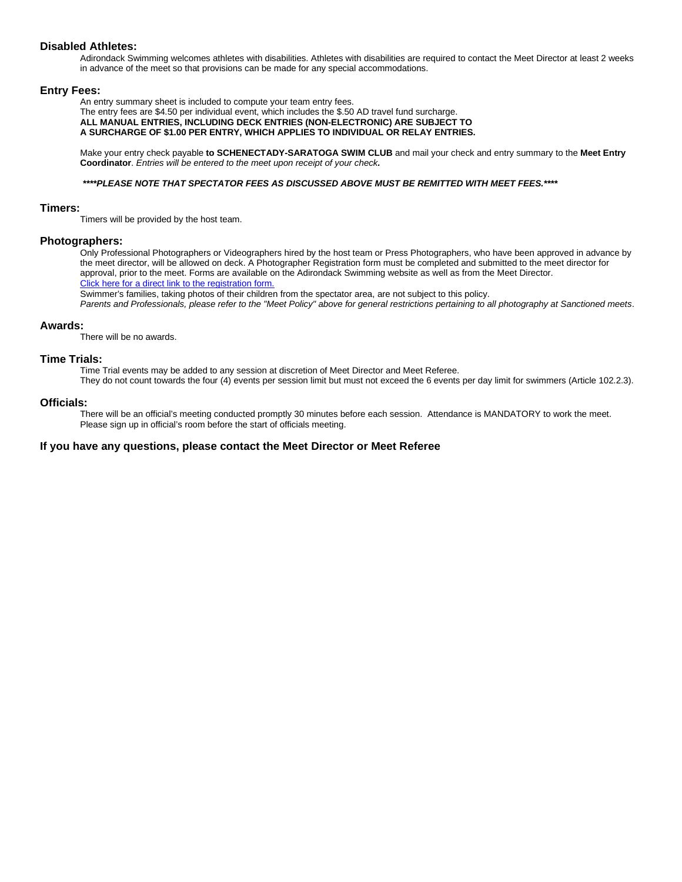### Disabled Athletes:

Adirondack Swimming welcomes athletes with disabilities. Athletes with disabilities are required to contact the Meet Director at least 2 weeks in advance of the meet so that provisions can be made for any special accommodations.

### Entry Fees:

An entry summary sheet is included to compute your team entry fees.
The entry fees are $4.50 per individual event, which includes the $.50 AD travel fund surcharge.
**ALL MANUAL ENTRIES, INCLUDING DECK ENTRIES (NON-ELECTRONIC) ARE SUBJECT TO A SURCHARGE OF $1.00 PER ENTRY, WHICH APPLIES TO INDIVIDUAL OR RELAY ENTRIES.**

Make your entry check payable **to SCHENECTADY-SARATOGA SWIM CLUB** and mail your check and entry summary to the **Meet Entry Coordinator**. *Entries will be entered to the meet upon receipt of your check.*

***\*\*\*\*PLEASE NOTE THAT SPECTATOR FEES AS DISCUSSED ABOVE MUST BE REMITTED WITH MEET FEES.\*\*\*\****

### Timers:

Timers will be provided by the host team.

### Photographers:

Only Professional Photographers or Videographers hired by the host team or Press Photographers, who have been approved in advance by the meet director, will be allowed on deck. A Photographer Registration form must be completed and submitted to the meet director for approval, prior to the meet. Forms are available on the Adirondack Swimming website as well as from the Meet Director.
Click here for a direct link to the registration form.
Swimmer's families, taking photos of their children from the spectator area, are not subject to this policy.
*Parents and Professionals, please refer to the "Meet Policy" above for general restrictions pertaining to all photography at Sanctioned meets*.

### Awards:

There will be no awards.

### Time Trials:

Time Trial events may be added to any session at discretion of Meet Director and Meet Referee.
They do not count towards the four (4) events per session limit but must not exceed the 6 events per day limit for swimmers (Article 102.2.3).

### Officials:

There will be an official's meeting conducted promptly 30 minutes before each session. Attendance is MANDATORY to work the meet. Please sign up in official's room before the start of officials meeting.

### If you have any questions, please contact the Meet Director or Meet Referee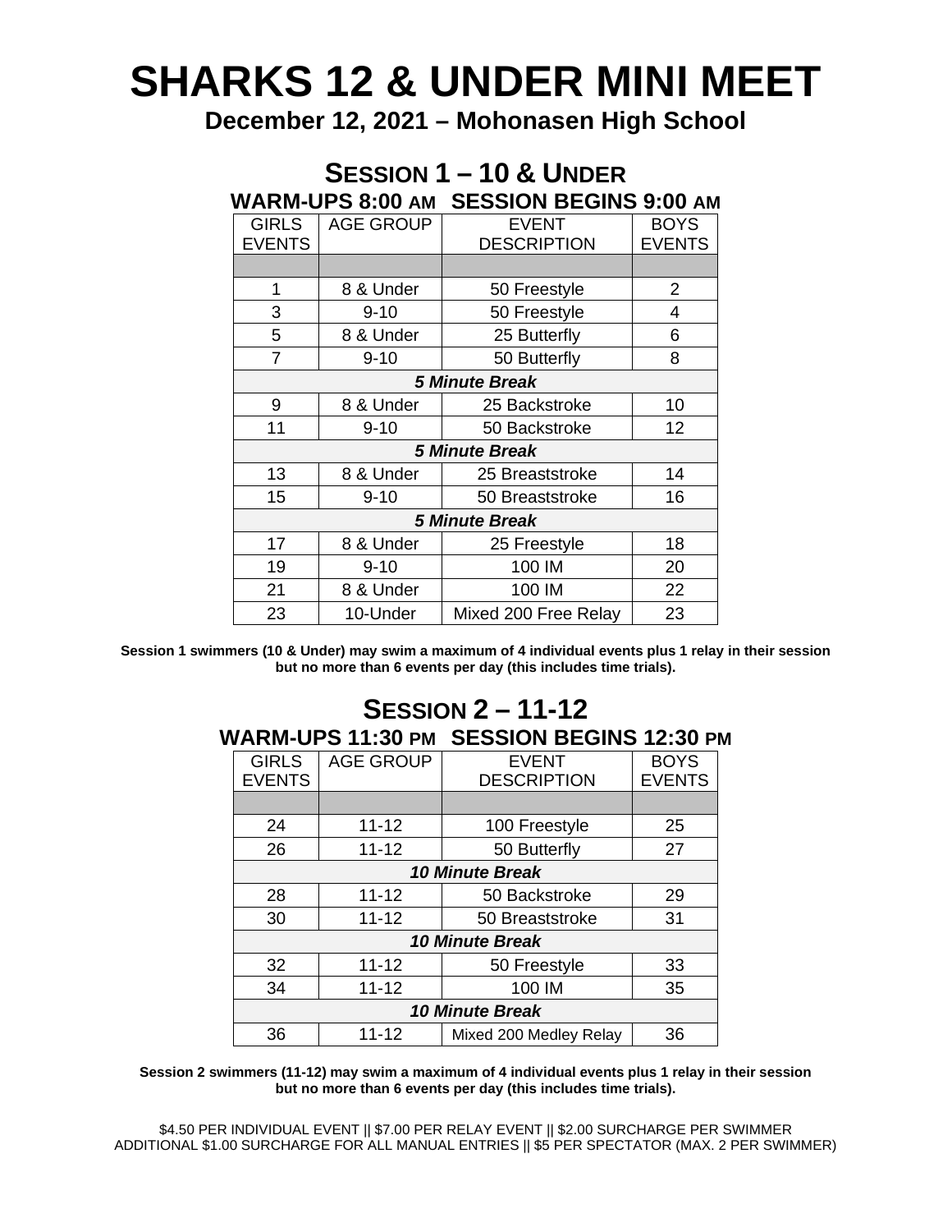# SHARKS 12 & UNDER MINI MEET

**December 12, 2021 – Mohonasen High School**

## SESSION 1 – 10 & UNDER

### WARM-UPS 8:00 AM SESSION BEGINS 9:00 AM

| GIRLS EVENTS | AGE GROUP | EVENT DESCRIPTION | BOYS EVENTS |
|---|---|---|---|
| | | | |
| 1 | 8 & Under | 50 Freestyle | 2 |
| 3 | 9-10 | 50 Freestyle | 4 |
| 5 | 8 & Under | 25 Butterfly | 6 |
| 7 | 9-10 | 50 Butterfly | 8 |
| | | *5 Minute Break* | |
| 9 | 8 & Under | 25 Backstroke | 10 |
| 11 | 9-10 | 50 Backstroke | 12 |
| | | *5 Minute Break* | |
| 13 | 8 & Under | 25 Breaststroke | 14 |
| 15 | 9-10 | 50 Breaststroke | 16 |
| | | *5 Minute Break* | |
| 17 | 8 & Under | 25 Freestyle | 18 |
| 19 | 9-10 | 100 IM | 20 |
| 21 | 8 & Under | 100 IM | 22 |
| 23 | 10-Under | Mixed 200 Free Relay | 23 |

**Session 1 swimmers (10 & Under) may swim a maximum of 4 individual events plus 1 relay in their session but no more than 6 events per day (this includes time trials).**

## SESSION 2 – 11-12

### WARM-UPS 11:30 PM SESSION BEGINS 12:30 PM

| GIRLS EVENTS | AGE GROUP | EVENT DESCRIPTION | BOYS EVENTS |
|---|---|---|---|
| | | | |
| 24 | 11-12 | 100 Freestyle | 25 |
| 26 | 11-12 | 50 Butterfly | 27 |
| | | *10 Minute Break* | |
| 28 | 11-12 | 50 Backstroke | 29 |
| 30 | 11-12 | 50 Breaststroke | 31 |
| | | *10 Minute Break* | |
| 32 | 11-12 | 50 Freestyle | 33 |
| 34 | 11-12 | 100 IM | 35 |
| | | *10 Minute Break* | |
| 36 | 11-12 | Mixed 200 Medley Relay | 36 |

**Session 2 swimmers (11-12) may swim a maximum of 4 individual events plus 1 relay in their session but no more than 6 events per day (this includes time trials).**

$4.50 PER INDIVIDUAL EVENT || $7.00 PER RELAY EVENT || $2.00 SURCHARGE PER SWIMMER
ADDITIONAL $1.00 SURCHARGE FOR ALL MANUAL ENTRIES || $5 PER SPECTATOR (MAX. 2 PER SWIMMER)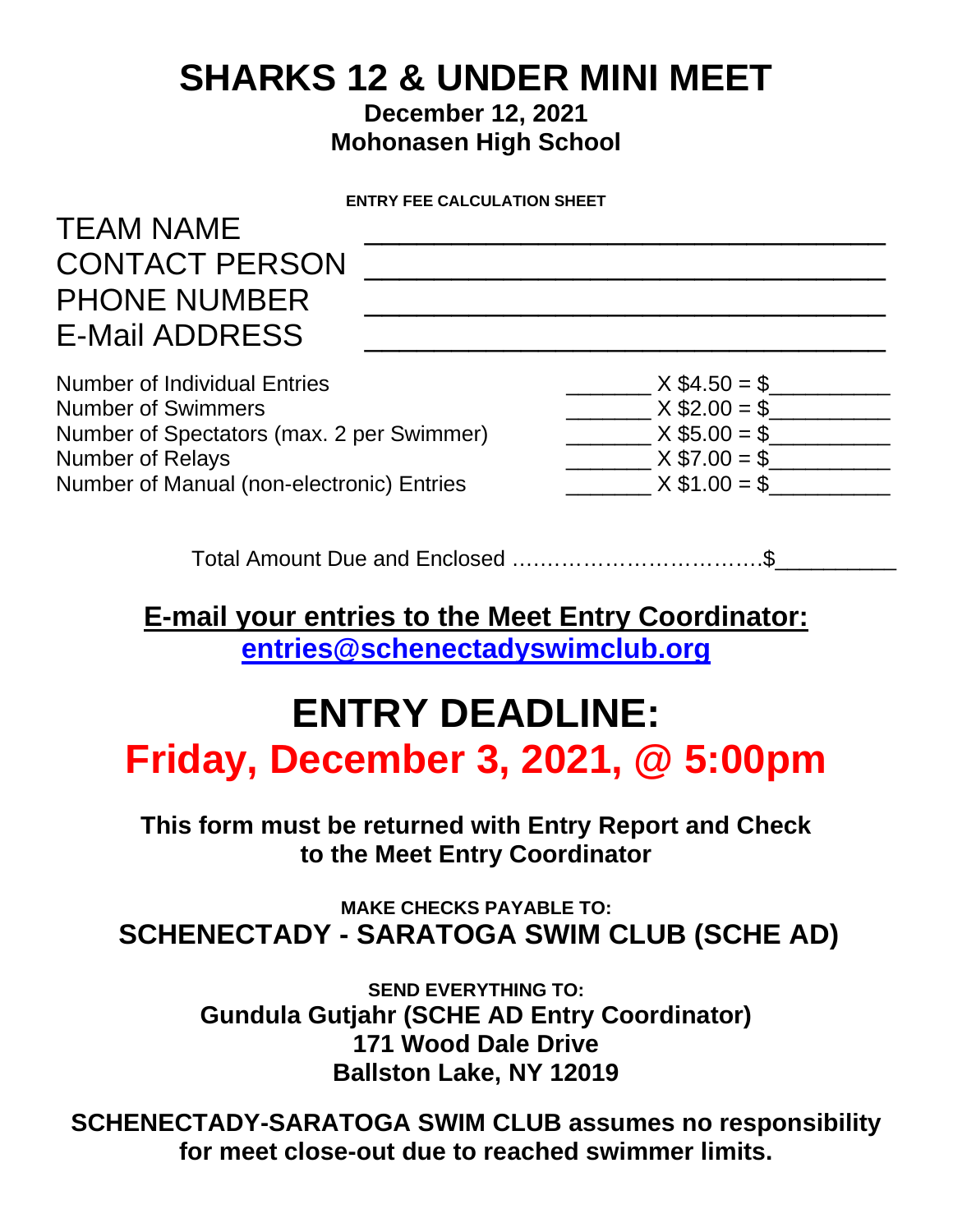# SHARKS 12 & UNDER MINI MEET

**December 12, 2021**
**Mohonasen High School**

**ENTRY FEE CALCULATION SHEET**

TEAM NAME ________________________________

CONTACT PERSON ________________________________

PHONE NUMBER ________________________________

E-Mail ADDRESS ________________________________

| | |
|---|---|
| Number of Individual Entries | _______ X $4.50 = $__________ |
| Number of Swimmers | _______ X $2.00 = $__________ |
| Number of Spectators (max. 2 per Swimmer) | _______ X $5.00 = $__________ |
| Number of Relays | _______ X $7.00 = $__________ |
| Number of Manual (non-electronic) Entries | _______ X $1.00 = $__________ |

Total Amount Due and Enclosed ……………………………….$__________

**E-mail your entries to the Meet Entry Coordinator:**
**entries@schenectadyswimclub.org**

# ENTRY DEADLINE:
# Friday, December 3, 2021, @ 5:00pm

**This form must be returned with Entry Report and Check to the Meet Entry Coordinator**

**MAKE CHECKS PAYABLE TO:**
**SCHENECTADY - SARATOGA SWIM CLUB (SCHE AD)**

**SEND EVERYTHING TO:**
**Gundula Gutjahr (SCHE AD Entry Coordinator)**
**171 Wood Dale Drive**
**Ballston Lake, NY 12019**

**SCHENECTADY-SARATOGA SWIM CLUB assumes no responsibility for meet close-out due to reached swimmer limits.**